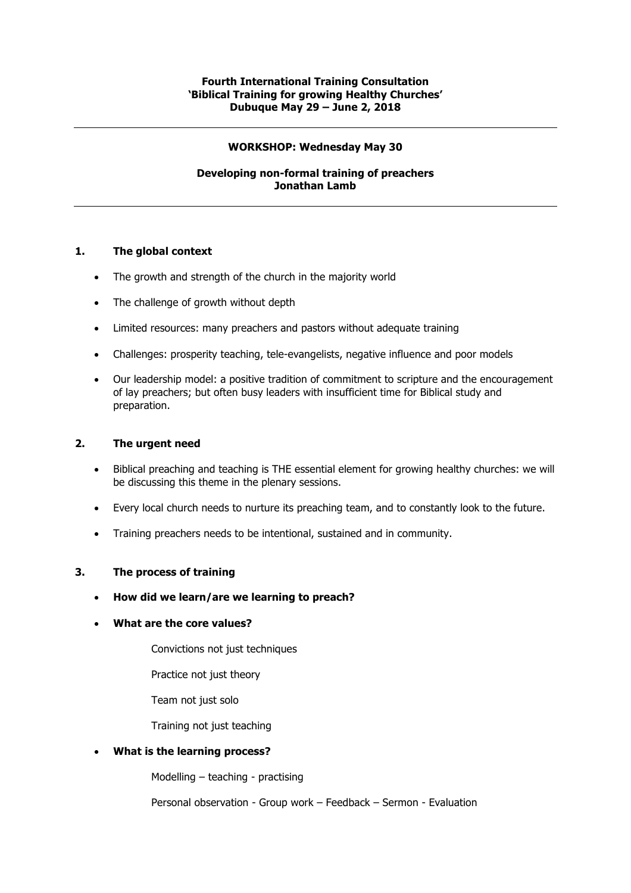**Fourth International Training Consultation**
**'Biblical Training for growing Healthy Churches'**
**Dubuque May 29 – June 2, 2018**

---

**WORKSHOP: Wednesday May 30**

**Developing non-formal training of preachers**
**Jonathan Lamb**

---

## 1. The global context

- The growth and strength of the church in the majority world
- The challenge of growth without depth
- Limited resources: many preachers and pastors without adequate training
- Challenges: prosperity teaching, tele-evangelists, negative influence and poor models
- Our leadership model: a positive tradition of commitment to scripture and the encouragement of lay preachers; but often busy leaders with insufficient time for Biblical study and preparation.

## 2. The urgent need

- Biblical preaching and teaching is THE essential element for growing healthy churches: we will be discussing this theme in the plenary sessions.
- Every local church needs to nurture its preaching team, and to constantly look to the future.
- Training preachers needs to be intentional, sustained and in community.

## 3. The process of training

- **How did we learn/are we learning to preach?**
- **What are the core values?**

  Convictions not just techniques

  Practice not just theory

  Team not just solo

  Training not just teaching

- **What is the learning process?**

  Modelling – teaching - practising

  Personal observation - Group work – Feedback – Sermon - Evaluation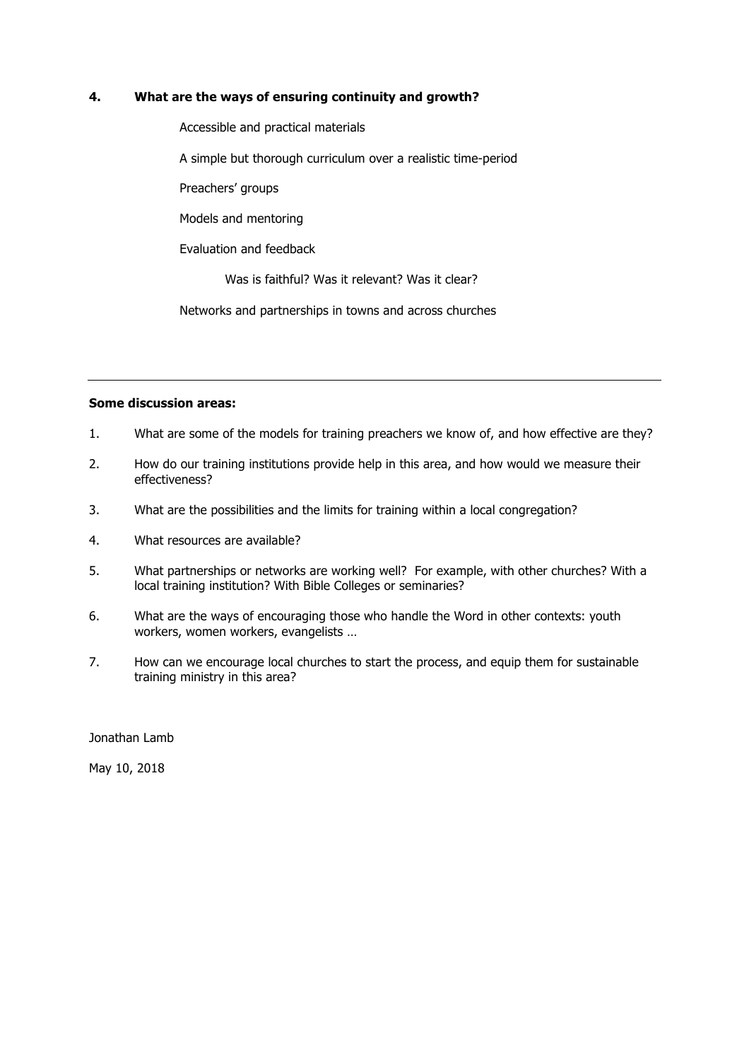**4. What are the ways of ensuring continuity and growth?**

Accessible and practical materials

A simple but thorough curriculum over a realistic time-period

Preachers' groups

Models and mentoring

Evaluation and feedback

Was is faithful? Was it relevant? Was it clear?

Networks and partnerships in towns and across churches

---

**Some discussion areas:**

1. What are some of the models for training preachers we know of, and how effective are they?
2. How do our training institutions provide help in this area, and how would we measure their effectiveness?
3. What are the possibilities and the limits for training within a local congregation?
4. What resources are available?
5. What partnerships or networks are working well? For example, with other churches? With a local training institution? With Bible Colleges or seminaries?
6. What are the ways of encouraging those who handle the Word in other contexts: youth workers, women workers, evangelists …
7. How can we encourage local churches to start the process, and equip them for sustainable training ministry in this area?

Jonathan Lamb

May 10, 2018